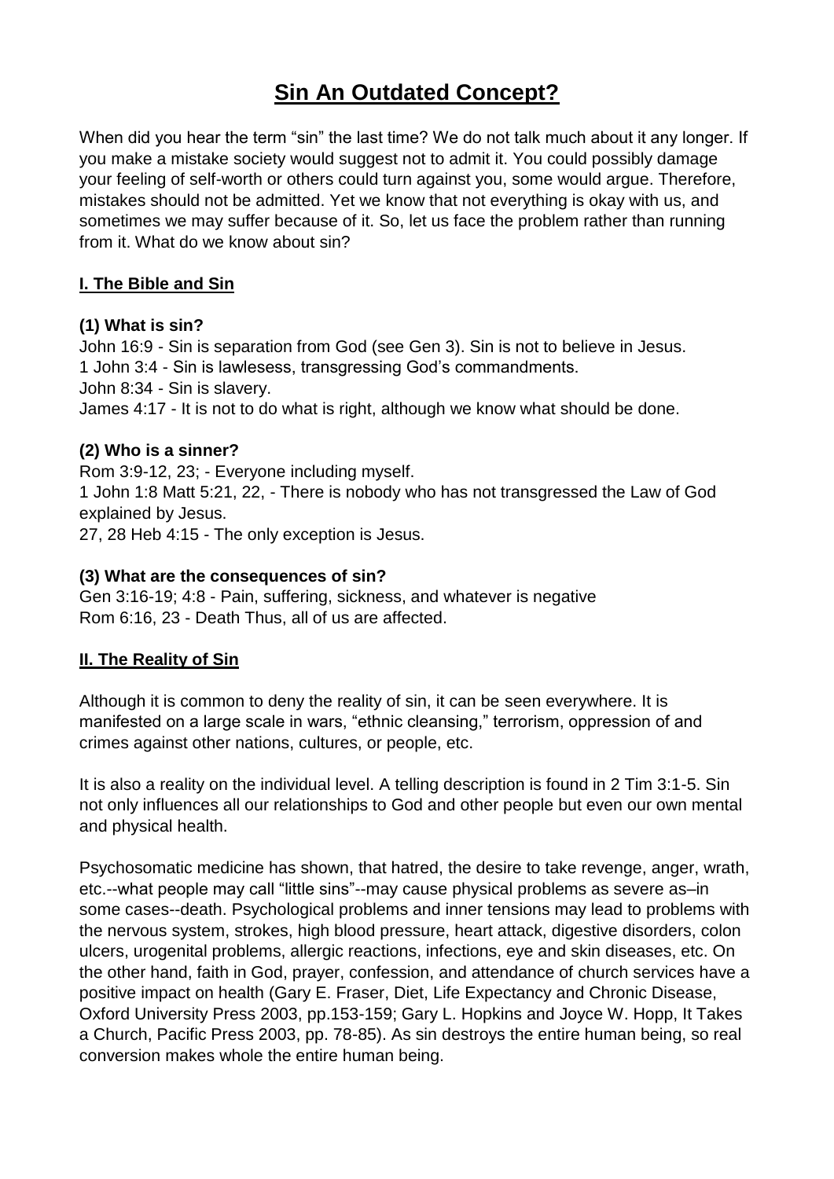# Sin An Outdated Concept?

When did you hear the term "sin" the last time? We do not talk much about it any longer. If you make a mistake society would suggest not to admit it. You could possibly damage your feeling of self-worth or others could turn against you, some would argue. Therefore, mistakes should not be admitted. Yet we know that not everything is okay with us, and sometimes we may suffer because of it. So, let us face the problem rather than running from it. What do we know about sin?

## I. The Bible and Sin

### (1) What is sin?

John 16:9 - Sin is separation from God (see Gen 3). Sin is not to believe in Jesus.
1 John 3:4 - Sin is lawlesess, transgressing God's commandments.
John 8:34 - Sin is slavery.
James 4:17 - It is not to do what is right, although we know what should be done.

### (2) Who is a sinner?

Rom 3:9-12, 23; - Everyone including myself.
1 John 1:8 Matt 5:21, 22, - There is nobody who has not transgressed the Law of God explained by Jesus.
27, 28 Heb 4:15 - The only exception is Jesus.

### (3) What are the consequences of sin?

Gen 3:16-19; 4:8 - Pain, suffering, sickness, and whatever is negative
Rom 6:16, 23 - Death Thus, all of us are affected.

## II. The Reality of Sin

Although it is common to deny the reality of sin, it can be seen everywhere. It is manifested on a large scale in wars, "ethnic cleansing," terrorism, oppression of and crimes against other nations, cultures, or people, etc.

It is also a reality on the individual level. A telling description is found in 2 Tim 3:1-5. Sin not only influences all our relationships to God and other people but even our own mental and physical health.

Psychosomatic medicine has shown, that hatred, the desire to take revenge, anger, wrath, etc.--what people may call "little sins"--may cause physical problems as severe as–in some cases--death. Psychological problems and inner tensions may lead to problems with the nervous system, strokes, high blood pressure, heart attack, digestive disorders, colon ulcers, urogenital problems, allergic reactions, infections, eye and skin diseases, etc. On the other hand, faith in God, prayer, confession, and attendance of church services have a positive impact on health (Gary E. Fraser, Diet, Life Expectancy and Chronic Disease, Oxford University Press 2003, pp.153-159; Gary L. Hopkins and Joyce W. Hopp, It Takes a Church, Pacific Press 2003, pp. 78-85). As sin destroys the entire human being, so real conversion makes whole the entire human being.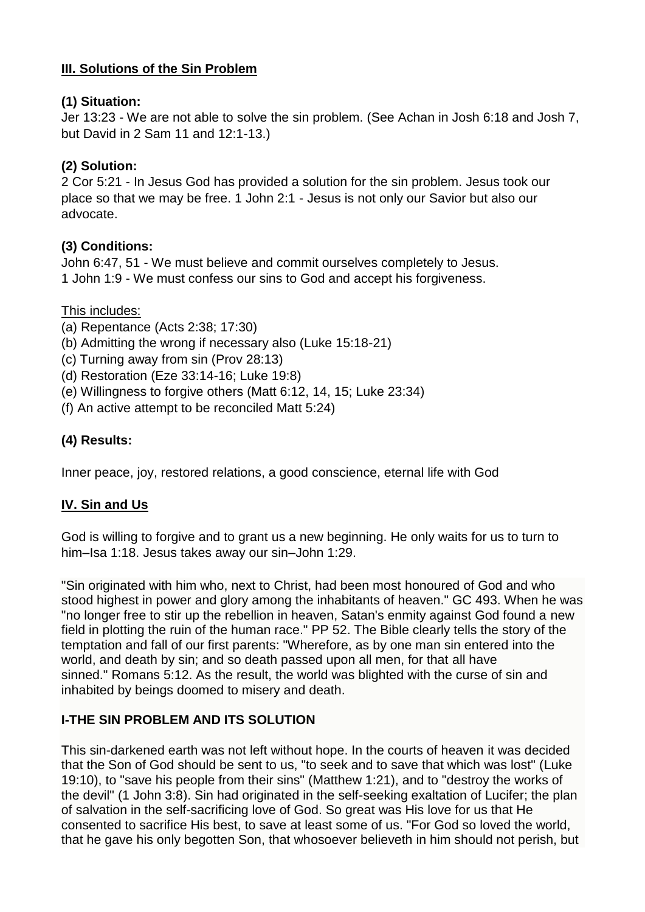## III. Solutions of the Sin Problem

### (1) Situation:

Jer 13:23 - We are not able to solve the sin problem. (See Achan in Josh 6:18 and Josh 7, but David in 2 Sam 11 and 12:1-13.)

### (2) Solution:

2 Cor 5:21 - In Jesus God has provided a solution for the sin problem. Jesus took our place so that we may be free. 1 John 2:1 - Jesus is not only our Savior but also our advocate.

### (3) Conditions:

John 6:47, 51 - We must believe and commit ourselves completely to Jesus.
1 John 1:9 - We must confess our sins to God and accept his forgiveness.

This includes:

(a) Repentance (Acts 2:38; 17:30)
(b) Admitting the wrong if necessary also (Luke 15:18-21)
(c) Turning away from sin (Prov 28:13)
(d) Restoration (Eze 33:14-16; Luke 19:8)
(e) Willingness to forgive others (Matt 6:12, 14, 15; Luke 23:34)
(f) An active attempt to be reconciled Matt 5:24)

### (4) Results:

Inner peace, joy, restored relations, a good conscience, eternal life with God

## IV. Sin and Us

God is willing to forgive and to grant us a new beginning. He only waits for us to turn to him–Isa 1:18. Jesus takes away our sin–John 1:29.

"Sin originated with him who, next to Christ, had been most honoured of God and who stood highest in power and glory among the inhabitants of heaven." GC 493. When he was "no longer free to stir up the rebellion in heaven, Satan's enmity against God found a new field in plotting the ruin of the human race." PP 52. The Bible clearly tells the story of the temptation and fall of our first parents: "Wherefore, as by one man sin entered into the world, and death by sin; and so death passed upon all men, for that all have sinned." Romans 5:12. As the result, the world was blighted with the curse of sin and inhabited by beings doomed to misery and death.

### I-THE SIN PROBLEM AND ITS SOLUTION

This sin-darkened earth was not left without hope. In the courts of heaven it was decided that the Son of God should be sent to us, "to seek and to save that which was lost" (Luke 19:10), to "save his people from their sins" (Matthew 1:21), and to "destroy the works of the devil" (1 John 3:8). Sin had originated in the self-seeking exaltation of Lucifer; the plan of salvation in the self-sacrificing love of God. So great was His love for us that He consented to sacrifice His best, to save at least some of us. "For God so loved the world, that he gave his only begotten Son, that whosoever believeth in him should not perish, but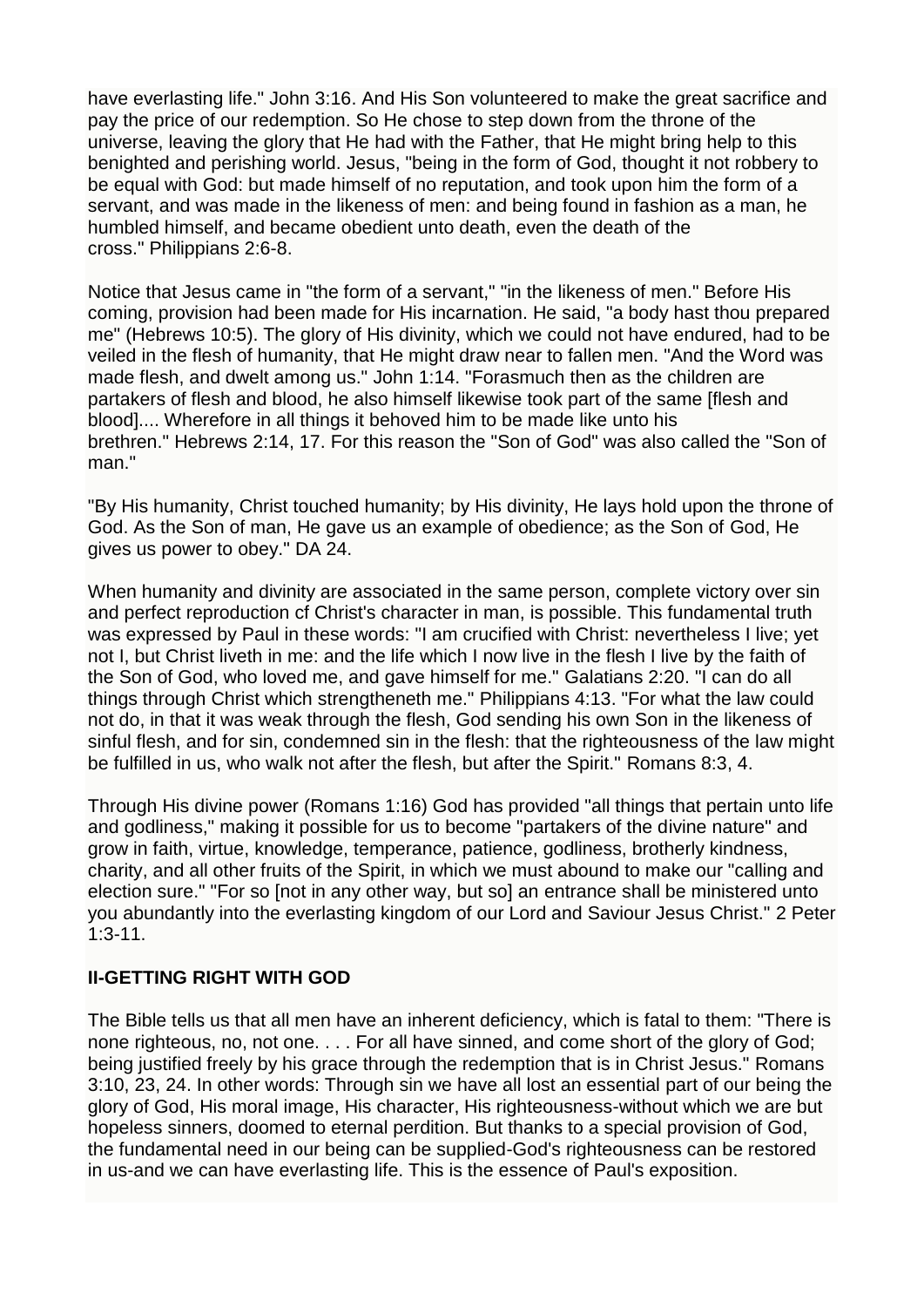have everlasting life." John 3:16. And His Son volunteered to make the great sacrifice and pay the price of our redemption. So He chose to step down from the throne of the universe, leaving the glory that He had with the Father, that He might bring help to this benighted and perishing world. Jesus, "being in the form of God, thought it not robbery to be equal with God: but made himself of no reputation, and took upon him the form of a servant, and was made in the likeness of men: and being found in fashion as a man, he humbled himself, and became obedient unto death, even the death of the cross." Philippians 2:6-8.

Notice that Jesus came in "the form of a servant," "in the likeness of men." Before His coming, provision had been made for His incarnation. He said, "a body hast thou prepared me" (Hebrews 10:5). The glory of His divinity, which we could not have endured, had to be veiled in the flesh of humanity, that He might draw near to fallen men. "And the Word was made flesh, and dwelt among us." John 1:14. "Forasmuch then as the children are partakers of flesh and blood, he also himself likewise took part of the same [flesh and blood].... Wherefore in all things it behoved him to be made like unto his brethren." Hebrews 2:14, 17. For this reason the "Son of God" was also called the "Son of man."

"By His humanity, Christ touched humanity; by His divinity, He lays hold upon the throne of God. As the Son of man, He gave us an example of obedience; as the Son of God, He gives us power to obey." DA 24.

When humanity and divinity are associated in the same person, complete victory over sin and perfect reproduction cf Christ's character in man, is possible. This fundamental truth was expressed by Paul in these words: "I am crucified with Christ: nevertheless I live; yet not I, but Christ liveth in me: and the life which I now live in the flesh I live by the faith of the Son of God, who loved me, and gave himself for me." Galatians 2:20. "I can do all things through Christ which strengtheneth me." Philippians 4:13. "For what the law could not do, in that it was weak through the flesh, God sending his own Son in the likeness of sinful flesh, and for sin, condemned sin in the flesh: that the righteousness of the law might be fulfilled in us, who walk not after the flesh, but after the Spirit." Romans 8:3, 4.

Through His divine power (Romans 1:16) God has provided "all things that pertain unto life and godliness," making it possible for us to become "partakers of the divine nature" and grow in faith, virtue, knowledge, temperance, patience, godliness, brotherly kindness, charity, and all other fruits of the Spirit, in which we must abound to make our "calling and election sure." "For so [not in any other way, but so] an entrance shall be ministered unto you abundantly into the everlasting kingdom of our Lord and Saviour Jesus Christ." 2 Peter 1:3-11.

## II-GETTING RIGHT WITH GOD

The Bible tells us that all men have an inherent deficiency, which is fatal to them: "There is none righteous, no, not one. . . . For all have sinned, and come short of the glory of God; being justified freely by his grace through the redemption that is in Christ Jesus." Romans 3:10, 23, 24. In other words: Through sin we have all lost an essential part of our being the glory of God, His moral image, His character, His righteousness-without which we are but hopeless sinners, doomed to eternal perdition. But thanks to a special provision of God, the fundamental need in our being can be supplied-God's righteousness can be restored in us-and we can have everlasting life. This is the essence of Paul's exposition.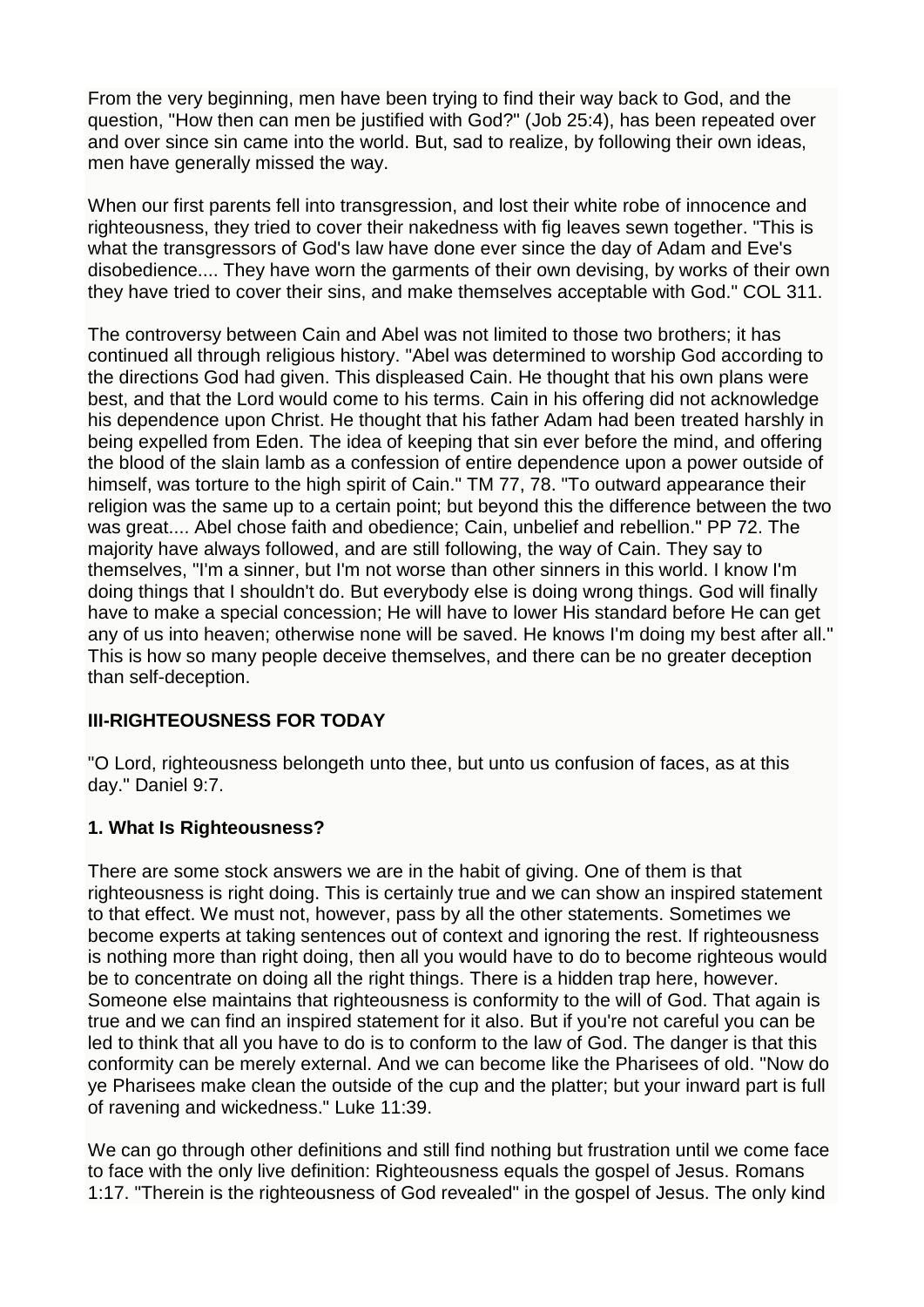From the very beginning, men have been trying to find their way back to God, and the question, "How then can men be justified with God?" (Job 25:4), has been repeated over and over since sin came into the world. But, sad to realize, by following their own ideas, men have generally missed the way.

When our first parents fell into transgression, and lost their white robe of innocence and righteousness, they tried to cover their nakedness with fig leaves sewn together. "This is what the transgressors of God's law have done ever since the day of Adam and Eve's disobedience.... They have worn the garments of their own devising, by works of their own they have tried to cover their sins, and make themselves acceptable with God." COL 311.

The controversy between Cain and Abel was not limited to those two brothers; it has continued all through religious history. "Abel was determined to worship God according to the directions God had given. This displeased Cain. He thought that his own plans were best, and that the Lord would come to his terms. Cain in his offering did not acknowledge his dependence upon Christ. He thought that his father Adam had been treated harshly in being expelled from Eden. The idea of keeping that sin ever before the mind, and offering the blood of the slain lamb as a confession of entire dependence upon a power outside of himself, was torture to the high spirit of Cain." TM 77, 78. "To outward appearance their religion was the same up to a certain point; but beyond this the difference between the two was great.... Abel chose faith and obedience; Cain, unbelief and rebellion." PP 72. The majority have always followed, and are still following, the way of Cain. They say to themselves, "I'm a sinner, but I'm not worse than other sinners in this world. I know I'm doing things that I shouldn't do. But everybody else is doing wrong things. God will finally have to make a special concession; He will have to lower His standard before He can get any of us into heaven; otherwise none will be saved. He knows I'm doing my best after all." This is how so many people deceive themselves, and there can be no greater deception than self-deception.

## III-RIGHTEOUSNESS FOR TODAY

"O Lord, righteousness belongeth unto thee, but unto us confusion of faces, as at this day." Daniel 9:7.

### 1. What Is Righteousness?

There are some stock answers we are in the habit of giving. One of them is that righteousness is right doing. This is certainly true and we can show an inspired statement to that effect. We must not, however, pass by all the other statements. Sometimes we become experts at taking sentences out of context and ignoring the rest. If righteousness is nothing more than right doing, then all you would have to do to become righteous would be to concentrate on doing all the right things. There is a hidden trap here, however. Someone else maintains that righteousness is conformity to the will of God. That again is true and we can find an inspired statement for it also. But if you're not careful you can be led to think that all you have to do is to conform to the law of God. The danger is that this conformity can be merely external. And we can become like the Pharisees of old. "Now do ye Pharisees make clean the outside of the cup and the platter; but your inward part is full of ravening and wickedness." Luke 11:39.

We can go through other definitions and still find nothing but frustration until we come face to face with the only live definition: Righteousness equals the gospel of Jesus. Romans 1:17. "Therein is the righteousness of God revealed" in the gospel of Jesus. The only kind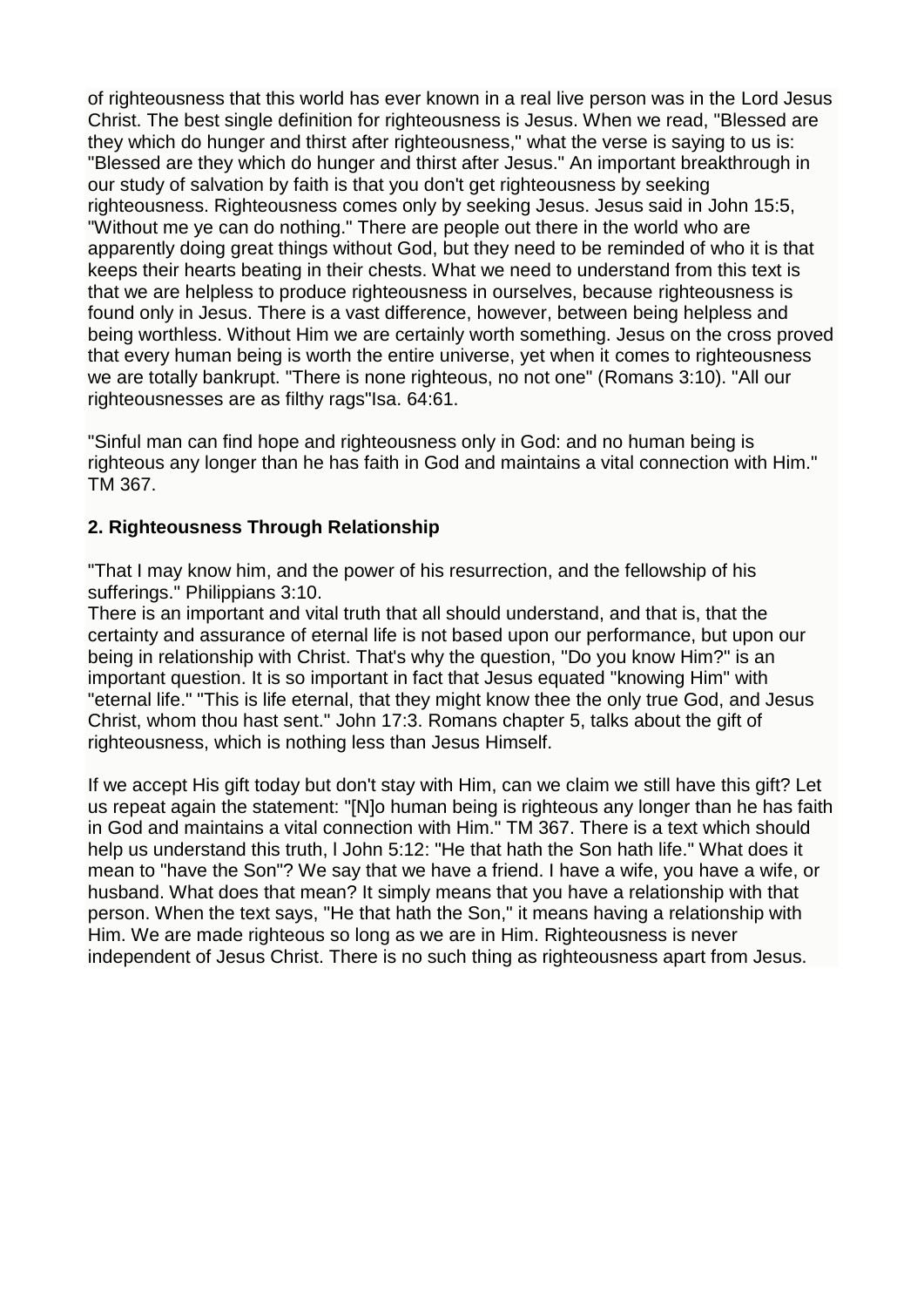of righteousness that this world has ever known in a real live person was in the Lord Jesus Christ. The best single definition for righteousness is Jesus. When we read, "Blessed are they which do hunger and thirst after righteousness," what the verse is saying to us is: "Blessed are they which do hunger and thirst after Jesus." An important breakthrough in our study of salvation by faith is that you don't get righteousness by seeking righteousness. Righteousness comes only by seeking Jesus. Jesus said in John 15:5, "Without me ye can do nothing." There are people out there in the world who are apparently doing great things without God, but they need to be reminded of who it is that keeps their hearts beating in their chests. What we need to understand from this text is that we are helpless to produce righteousness in ourselves, because righteousness is found only in Jesus. There is a vast difference, however, between being helpless and being worthless. Without Him we are certainly worth something. Jesus on the cross proved that every human being is worth the entire universe, yet when it comes to righteousness we are totally bankrupt. "There is none righteous, no not one" (Romans 3:10). "All our righteousnesses are as filthy rags"Isa. 64:61.

"Sinful man can find hope and righteousness only in God: and no human being is righteous any longer than he has faith in God and maintains a vital connection with Him." TM 367.

**2. Righteousness Through Relationship**

"That I may know him, and the power of his resurrection, and the fellowship of his sufferings." Philippians 3:10.
There is an important and vital truth that all should understand, and that is, that the certainty and assurance of eternal life is not based upon our performance, but upon our being in relationship with Christ. That's why the question, "Do you know Him?" is an important question. It is so important in fact that Jesus equated "knowing Him" with "eternal life." "This is life eternal, that they might know thee the only true God, and Jesus Christ, whom thou hast sent." John 17:3. Romans chapter 5, talks about the gift of righteousness, which is nothing less than Jesus Himself.

If we accept His gift today but don't stay with Him, can we claim we still have this gift? Let us repeat again the statement: "[N]o human being is righteous any longer than he has faith in God and maintains a vital connection with Him." TM 367. There is a text which should help us understand this truth, l John 5:12: "He that hath the Son hath life." What does it mean to "have the Son"? We say that we have a friend. I have a wife, you have a wife, or husband. What does that mean? It simply means that you have a relationship with that person. When the text says, "He that hath the Son," it means having a relationship with Him. We are made righteous so long as we are in Him. Righteousness is never independent of Jesus Christ. There is no such thing as righteousness apart from Jesus.